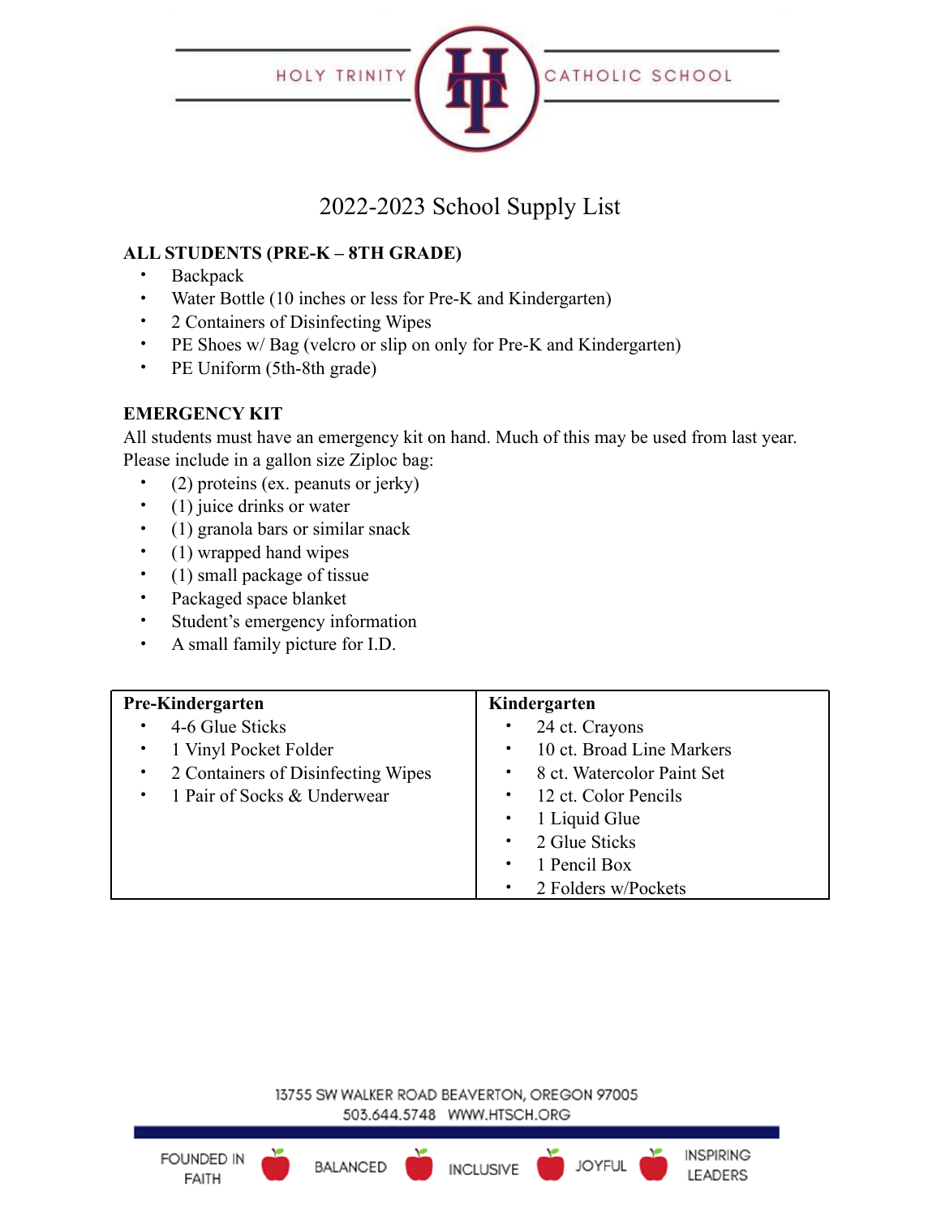HOLY TRINITY CATHOLIC SCHOOL

# 2022-2023 School Supply List

**ALL STUDENTS (PRE-K – 8TH GRADE)**

- Backpack
- Water Bottle (10 inches or less for Pre-K and Kindergarten)
- 2 Containers of Disinfecting Wipes
- PE Shoes w/ Bag (velcro or slip on only for Pre-K and Kindergarten)
- PE Uniform (5th-8th grade)

**EMERGENCY KIT**

All students must have an emergency kit on hand. Much of this may be used from last year. Please include in a gallon size Ziploc bag:

- (2) proteins (ex. peanuts or jerky)
- (1) juice drinks or water
- (1) granola bars or similar snack
- (1) wrapped hand wipes
- (1) small package of tissue
- Packaged space blanket
- Student's emergency information
- A small family picture for I.D.

| Pre-Kindergarten | Kindergarten |
|---|---|
| • 4-6 Glue Sticks<br>• 1 Vinyl Pocket Folder<br>• 2 Containers of Disinfecting Wipes<br>• 1 Pair of Socks & Underwear | • 24 ct. Crayons<br>• 10 ct. Broad Line Markers<br>• 8 ct. Watercolor Paint Set<br>• 12 ct. Color Pencils<br>• 1 Liquid Glue<br>• 2 Glue Sticks<br>• 1 Pencil Box<br>• 2 Folders w/Pockets |

13755 SW WALKER ROAD BEAVERTON, OREGON 97005
503.644.5748 WWW.HTSCH.ORG

FOUNDED IN FAITH · BALANCED · INCLUSIVE · JOYFUL · INSPIRING LEADERS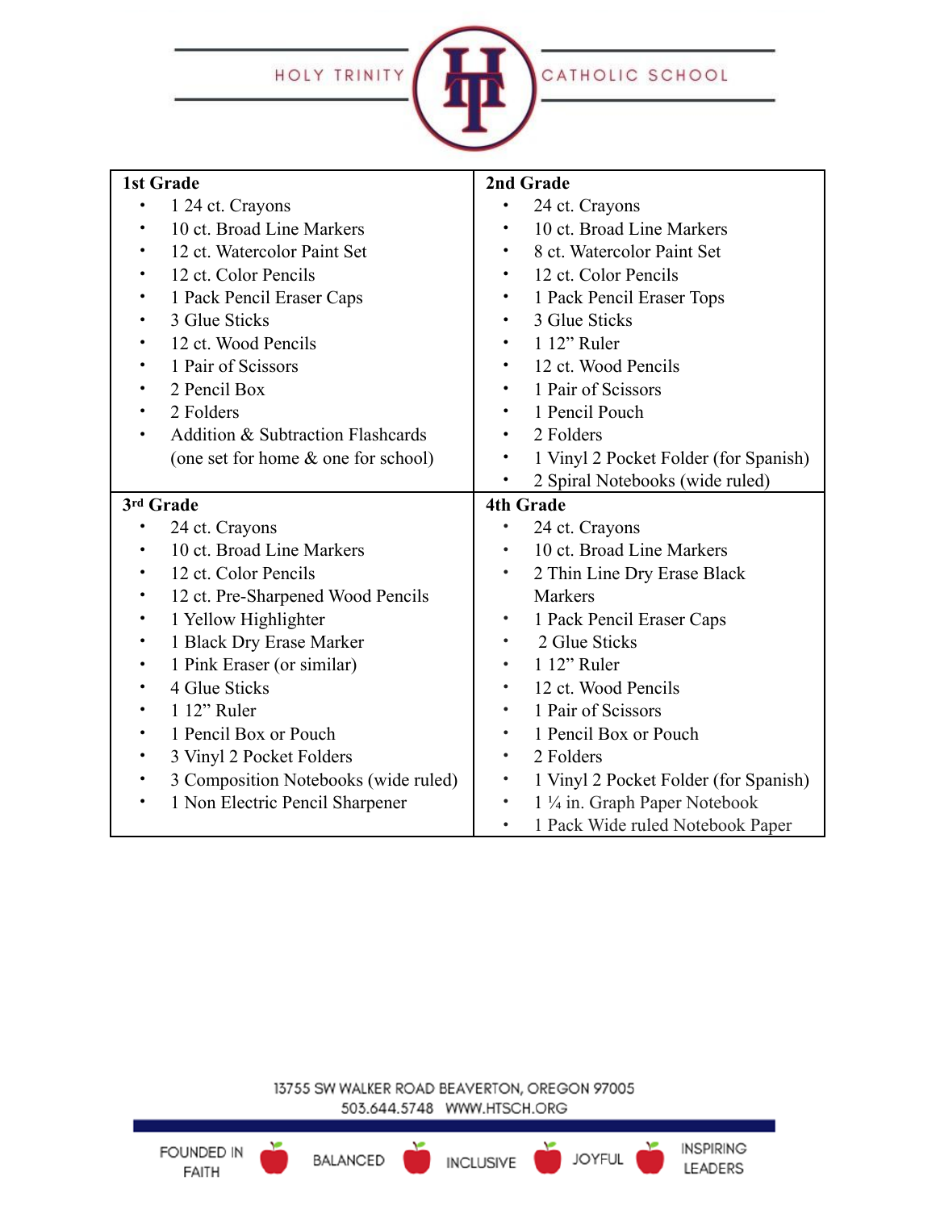HOLY TRINITY CATHOLIC SCHOOL

### 1st Grade

- 1 24 ct. Crayons
- 10 ct. Broad Line Markers
- 12 ct. Watercolor Paint Set
- 12 ct. Color Pencils
- 1 Pack Pencil Eraser Caps
- 3 Glue Sticks
- 12 ct. Wood Pencils
- 1 Pair of Scissors
- 2 Pencil Box
- 2 Folders
- Addition & Subtraction Flashcards (one set for home & one for school)

### 2nd Grade

- 24 ct. Crayons
- 10 ct. Broad Line Markers
- 8 ct. Watercolor Paint Set
- 12 ct. Color Pencils
- 1 Pack Pencil Eraser Tops
- 3 Glue Sticks
- 1 12" Ruler
- 12 ct. Wood Pencils
- 1 Pair of Scissors
- 1 Pencil Pouch
- 2 Folders
- 1 Vinyl 2 Pocket Folder (for Spanish)
- 2 Spiral Notebooks (wide ruled)

### 3rd Grade

- 24 ct. Crayons
- 10 ct. Broad Line Markers
- 12 ct. Color Pencils
- 12 ct. Pre-Sharpened Wood Pencils
- 1 Yellow Highlighter
- 1 Black Dry Erase Marker
- 1 Pink Eraser (or similar)
- 4 Glue Sticks
- 1 12" Ruler
- 1 Pencil Box or Pouch
- 3 Vinyl 2 Pocket Folders
- 3 Composition Notebooks (wide ruled)
- 1 Non Electric Pencil Sharpener

### 4th Grade

- 24 ct. Crayons
- 10 ct. Broad Line Markers
- 2 Thin Line Dry Erase Black Markers
- 1 Pack Pencil Eraser Caps
- 2 Glue Sticks
- 1 12" Ruler
- 12 ct. Wood Pencils
- 1 Pair of Scissors
- 1 Pencil Box or Pouch
- 2 Folders
- 1 Vinyl 2 Pocket Folder (for Spanish)
- 1 ¼ in. Graph Paper Notebook
- 1 Pack Wide ruled Notebook Paper

13755 SW WALKER ROAD BEAVERTON, OREGON 97005
503.644.5748 WWW.HTSCH.ORG

FOUNDED IN FAITH · BALANCED · INCLUSIVE · JOYFUL · INSPIRING LEADERS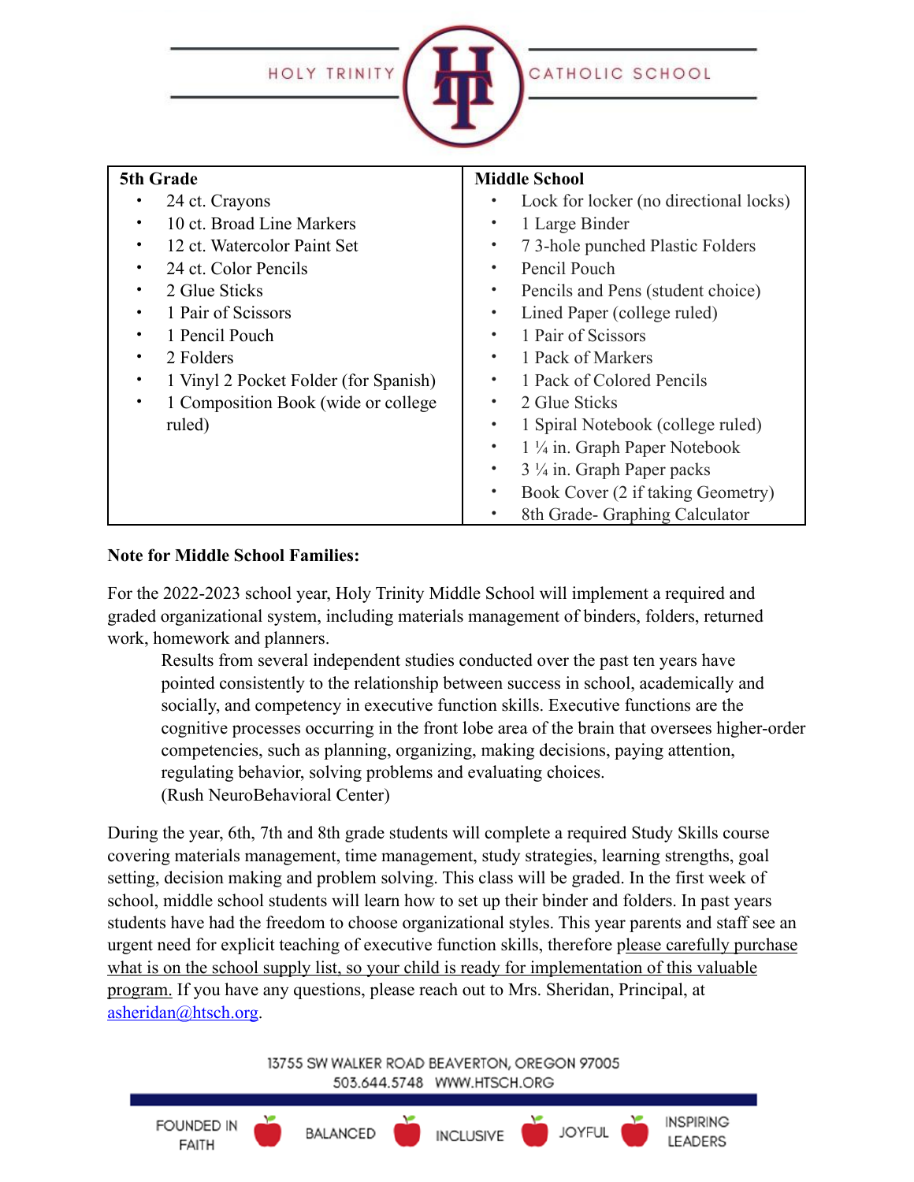| 5th Grade | Middle School |
| --- | --- |
| • 24 ct. Crayons<br>• 10 ct. Broad Line Markers<br>• 12 ct. Watercolor Paint Set<br>• 24 ct. Color Pencils<br>• 2 Glue Sticks<br>• 1 Pair of Scissors<br>• 1 Pencil Pouch<br>• 2 Folders<br>• 1 Vinyl 2 Pocket Folder (for Spanish)<br>• 1 Composition Book (wide or college ruled) | • Lock for locker (no directional locks)<br>• 1 Large Binder<br>• 7 3-hole punched Plastic Folders<br>• Pencil Pouch<br>• Pencils and Pens (student choice)<br>• Lined Paper (college ruled)<br>• 1 Pair of Scissors<br>• 1 Pack of Markers<br>• 1 Pack of Colored Pencils<br>• 2 Glue Sticks<br>• 1 Spiral Notebook (college ruled)<br>• 1 ¼ in. Graph Paper Notebook<br>• 3 ¼ in. Graph Paper packs<br>• Book Cover (2 if taking Geometry)<br>• 8th Grade- Graphing Calculator |

**Note for Middle School Families:**

For the 2022-2023 school year, Holy Trinity Middle School will implement a required and graded organizational system, including materials management of binders, folders, returned work, homework and planners.

> Results from several independent studies conducted over the past ten years have pointed consistently to the relationship between success in school, academically and socially, and competency in executive function skills. Executive functions are the cognitive processes occurring in the front lobe area of the brain that oversees higher-order competencies, such as planning, organizing, making decisions, paying attention, regulating behavior, solving problems and evaluating choices.
> (Rush NeuroBehavioral Center)

During the year, 6th, 7th and 8th grade students will complete a required Study Skills course covering materials management, time management, study strategies, learning strengths, goal setting, decision making and problem solving. This class will be graded. In the first week of school, middle school students will learn how to set up their binder and folders. In past years students have had the freedom to choose organizational styles. This year parents and staff see an urgent need for explicit teaching of executive function skills, therefore please carefully purchase what is on the school supply list, so your child is ready for implementation of this valuable program. If you have any questions, please reach out to Mrs. Sheridan, Principal, at asheridan@htsch.org.